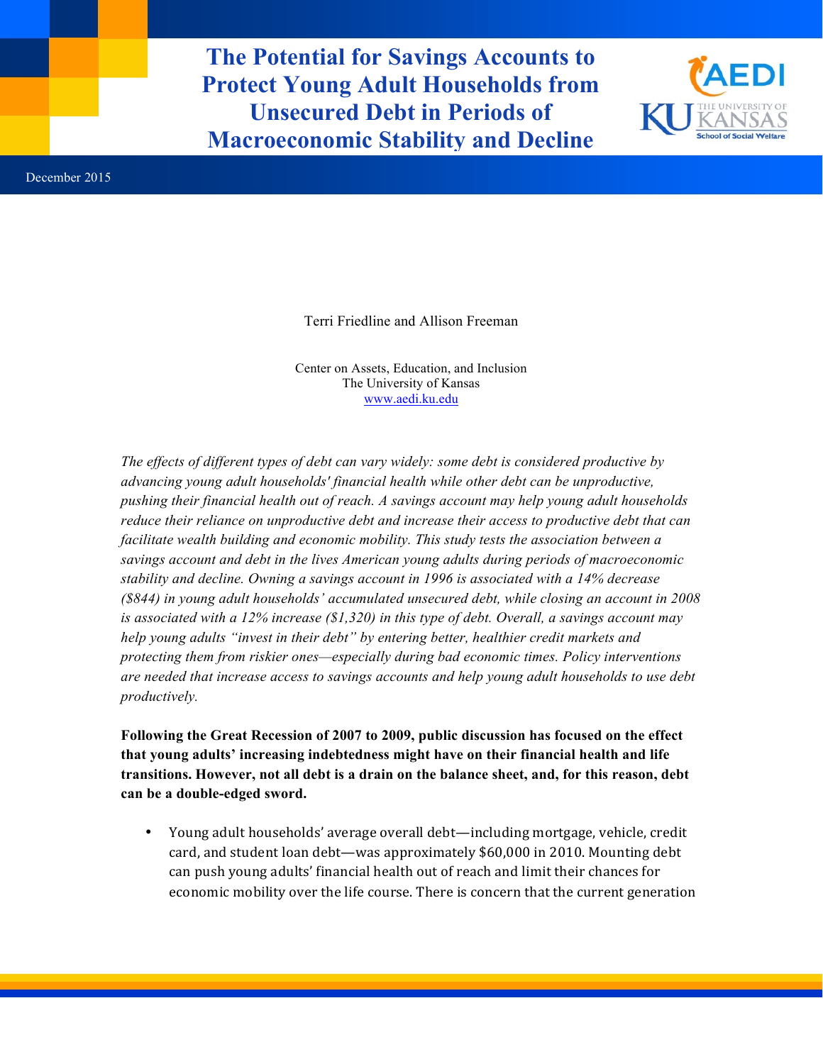# The Potential for Savings Accounts to Protect Young Adult Households from Unsecured Debt in Periods of Macroeconomic Stability and Decline

December 2015

Terri Friedline and Allison Freeman

Center on Assets, Education, and Inclusion
The University of Kansas
www.aedi.ku.edu

*The effects of different types of debt can vary widely: some debt is considered productive by advancing young adult households' financial health while other debt can be unproductive, pushing their financial health out of reach. A savings account may help young adult households reduce their reliance on unproductive debt and increase their access to productive debt that can facilitate wealth building and economic mobility. This study tests the association between a savings account and debt in the lives American young adults during periods of macroeconomic stability and decline. Owning a savings account in 1996 is associated with a 14% decrease ($844) in young adult households' accumulated unsecured debt, while closing an account in 2008 is associated with a 12% increase ($1,320) in this type of debt. Overall, a savings account may help young adults "invest in their debt" by entering better, healthier credit markets and protecting them from riskier ones—especially during bad economic times. Policy interventions are needed that increase access to savings accounts and help young adult households to use debt productively.*

**Following the Great Recession of 2007 to 2009, public discussion has focused on the effect that young adults' increasing indebtedness might have on their financial health and life transitions. However, not all debt is a drain on the balance sheet, and, for this reason, debt can be a double-edged sword.**

- Young adult households' average overall debt—including mortgage, vehicle, credit card, and student loan debt—was approximately $60,000 in 2010. Mounting debt can push young adults' financial health out of reach and limit their chances for economic mobility over the life course. There is concern that the current generation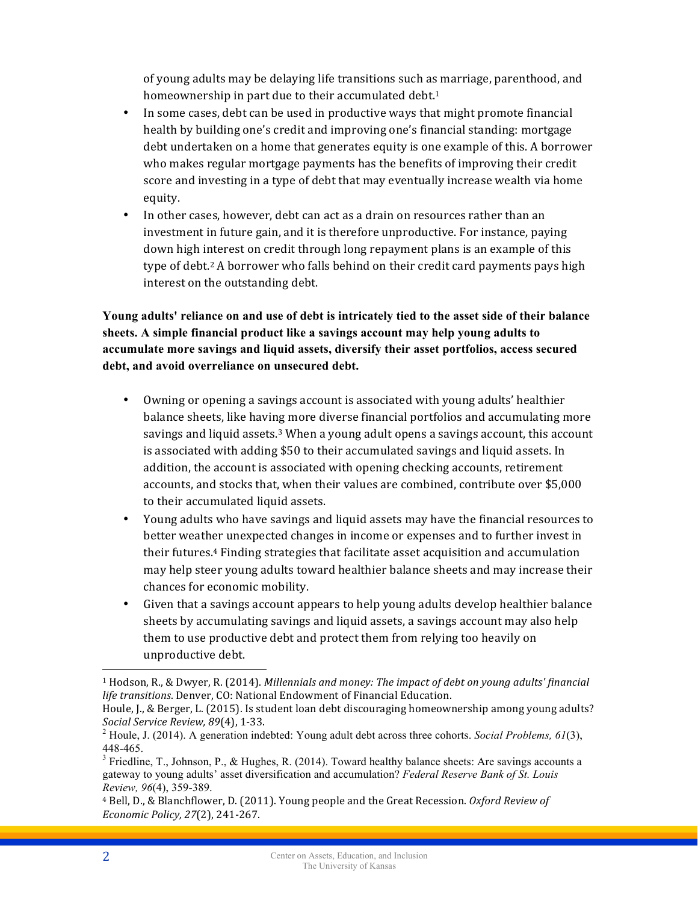of young adults may be delaying life transitions such as marriage, parenthood, and homeownership in part due to their accumulated debt.[1]

- In some cases, debt can be used in productive ways that might promote financial health by building one's credit and improving one's financial standing: mortgage debt undertaken on a home that generates equity is one example of this. A borrower who makes regular mortgage payments has the benefits of improving their credit score and investing in a type of debt that may eventually increase wealth via home equity.
- In other cases, however, debt can act as a drain on resources rather than an investment in future gain, and it is therefore unproductive. For instance, paying down high interest on credit through long repayment plans is an example of this type of debt.[2] A borrower who falls behind on their credit card payments pays high interest on the outstanding debt.

**Young adults' reliance on and use of debt is intricately tied to the asset side of their balance sheets. A simple financial product like a savings account may help young adults to accumulate more savings and liquid assets, diversify their asset portfolios, access secured debt, and avoid overreliance on unsecured debt.**

- Owning or opening a savings account is associated with young adults' healthier balance sheets, like having more diverse financial portfolios and accumulating more savings and liquid assets.[3] When a young adult opens a savings account, this account is associated with adding $50 to their accumulated savings and liquid assets. In addition, the account is associated with opening checking accounts, retirement accounts, and stocks that, when their values are combined, contribute over $5,000 to their accumulated liquid assets.
- Young adults who have savings and liquid assets may have the financial resources to better weather unexpected changes in income or expenses and to further invest in their futures.[4] Finding strategies that facilitate asset acquisition and accumulation may help steer young adults toward healthier balance sheets and may increase their chances for economic mobility.
- Given that a savings account appears to help young adults develop healthier balance sheets by accumulating savings and liquid assets, a savings account may also help them to use productive debt and protect them from relying too heavily on unproductive debt.

---

[1] Hodson, R., & Dwyer, R. (2014). *Millennials and money: The impact of debt on young adults' financial life transitions*. Denver, CO: National Endowment of Financial Education.
Houle, J., & Berger, L. (2015). Is student loan debt discouraging homeownership among young adults? *Social Service Review, 89*(4), 1-33.

[2] Houle, J. (2014). A generation indebted: Young adult debt across three cohorts. *Social Problems, 61*(3), 448-465.

[3] Friedline, T., Johnson, P., & Hughes, R. (2014). Toward healthy balance sheets: Are savings accounts a gateway to young adults' asset diversification and accumulation? *Federal Reserve Bank of St. Louis Review, 96*(4), 359-389.

[4] Bell, D., & Blanchflower, D. (2011). Young people and the Great Recession. *Oxford Review of Economic Policy, 27*(2), 241-267.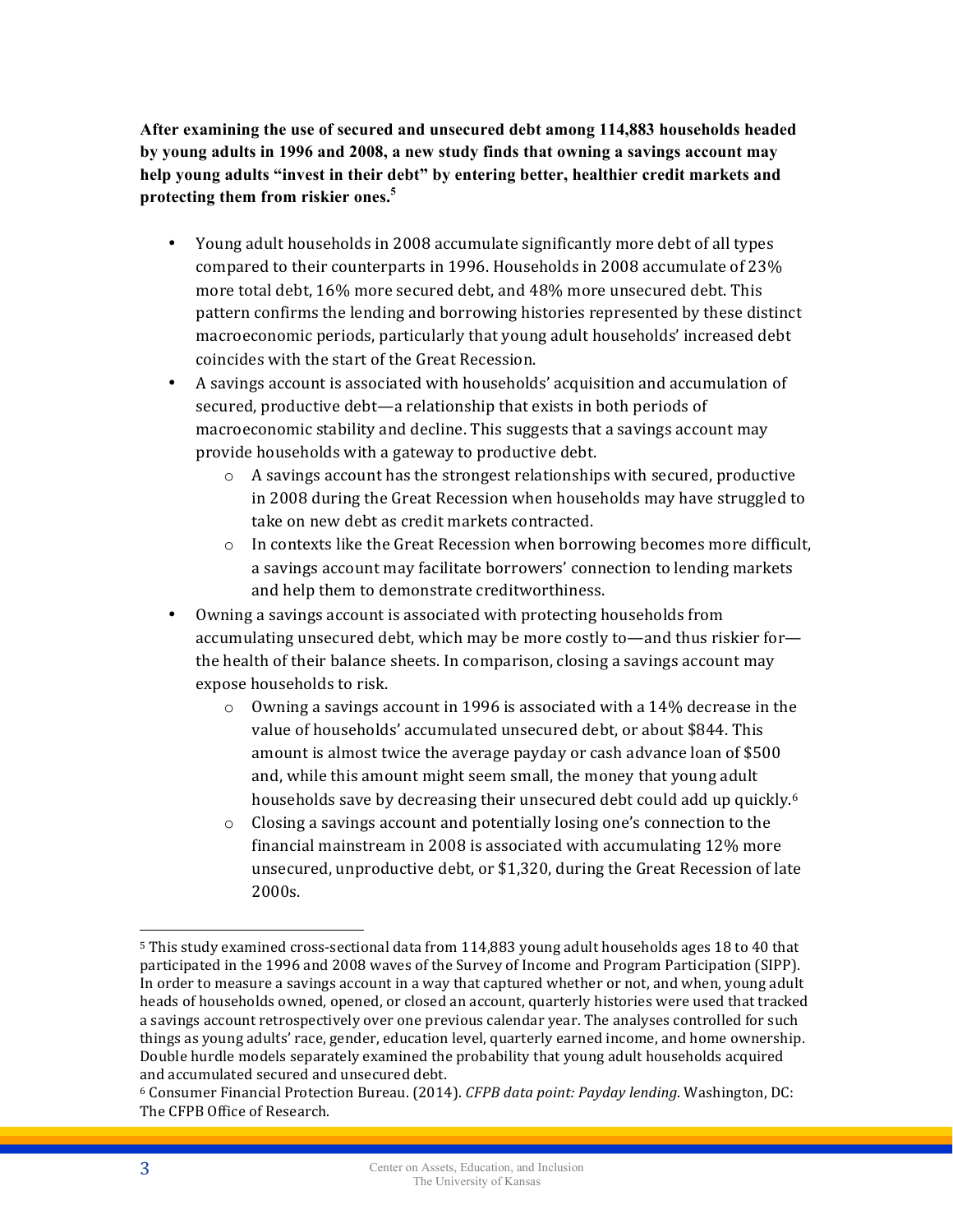**After examining the use of secured and unsecured debt among 114,883 households headed by young adults in 1996 and 2008, a new study finds that owning a savings account may help young adults "invest in their debt" by entering better, healthier credit markets and protecting them from riskier ones.[5]**

- Young adult households in 2008 accumulate significantly more debt of all types compared to their counterparts in 1996. Households in 2008 accumulate of 23% more total debt, 16% more secured debt, and 48% more unsecured debt. This pattern confirms the lending and borrowing histories represented by these distinct macroeconomic periods, particularly that young adult households' increased debt coincides with the start of the Great Recession.
- A savings account is associated with households' acquisition and accumulation of secured, productive debt—a relationship that exists in both periods of macroeconomic stability and decline. This suggests that a savings account may provide households with a gateway to productive debt.
  - A savings account has the strongest relationships with secured, productive in 2008 during the Great Recession when households may have struggled to take on new debt as credit markets contracted.
  - In contexts like the Great Recession when borrowing becomes more difficult, a savings account may facilitate borrowers' connection to lending markets and help them to demonstrate creditworthiness.
- Owning a savings account is associated with protecting households from accumulating unsecured debt, which may be more costly to—and thus riskier for—the health of their balance sheets. In comparison, closing a savings account may expose households to risk.
  - Owning a savings account in 1996 is associated with a 14% decrease in the value of households' accumulated unsecured debt, or about $844. This amount is almost twice the average payday or cash advance loan of $500 and, while this amount might seem small, the money that young adult households save by decreasing their unsecured debt could add up quickly.[6]
  - Closing a savings account and potentially losing one's connection to the financial mainstream in 2008 is associated with accumulating 12% more unsecured, unproductive debt, or $1,320, during the Great Recession of late 2000s.

---

[5] This study examined cross-sectional data from 114,883 young adult households ages 18 to 40 that participated in the 1996 and 2008 waves of the Survey of Income and Program Participation (SIPP). In order to measure a savings account in a way that captured whether or not, and when, young adult heads of households owned, opened, or closed an account, quarterly histories were used that tracked a savings account retrospectively over one previous calendar year. The analyses controlled for such things as young adults' race, gender, education level, quarterly earned income, and home ownership. Double hurdle models separately examined the probability that young adult households acquired and accumulated secured and unsecured debt.

[6] Consumer Financial Protection Bureau. (2014). *CFPB data point: Payday lending*. Washington, DC: The CFPB Office of Research.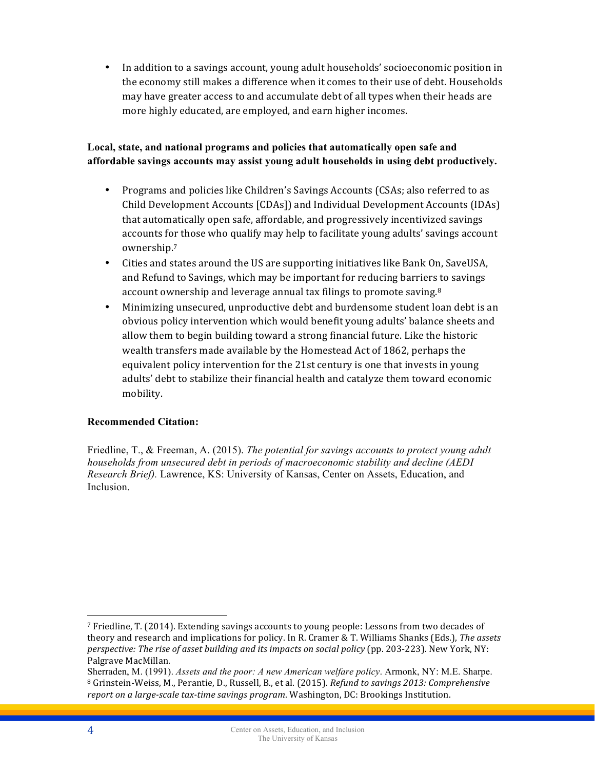- In addition to a savings account, young adult households' socioeconomic position in the economy still makes a difference when it comes to their use of debt. Households may have greater access to and accumulate debt of all types when their heads are more highly educated, are employed, and earn higher incomes.

**Local, state, and national programs and policies that automatically open safe and affordable savings accounts may assist young adult households in using debt productively.**

- Programs and policies like Children's Savings Accounts (CSAs; also referred to as Child Development Accounts [CDAs]) and Individual Development Accounts (IDAs) that automatically open safe, affordable, and progressively incentivized savings accounts for those who qualify may help to facilitate young adults' savings account ownership.[7]
- Cities and states around the US are supporting initiatives like Bank On, SaveUSA, and Refund to Savings, which may be important for reducing barriers to savings account ownership and leverage annual tax filings to promote saving.[8]
- Minimizing unsecured, unproductive debt and burdensome student loan debt is an obvious policy intervention which would benefit young adults' balance sheets and allow them to begin building toward a strong financial future. Like the historic wealth transfers made available by the Homestead Act of 1862, perhaps the equivalent policy intervention for the 21st century is one that invests in young adults' debt to stabilize their financial health and catalyze them toward economic mobility.

**Recommended Citation:**

Friedline, T., & Freeman, A. (2015). *The potential for savings accounts to protect young adult households from unsecured debt in periods of macroeconomic stability and decline (AEDI Research Brief).* Lawrence, KS: University of Kansas, Center on Assets, Education, and Inclusion.

---

[7] Friedline, T. (2014). Extending savings accounts to young people: Lessons from two decades of theory and research and implications for policy. In R. Cramer & T. Williams Shanks (Eds.), *The assets perspective: The rise of asset building and its impacts on social policy* (pp. 203-223). New York, NY: Palgrave MacMillan.

Sherraden, M. (1991). *Assets and the poor: A new American welfare policy*. Armonk, NY: M.E. Sharpe.

[8] Grinstein-Weiss, M., Perantie, D., Russell, B., et al. (2015). *Refund to savings 2013: Comprehensive report on a large-scale tax-time savings program*. Washington, DC: Brookings Institution.